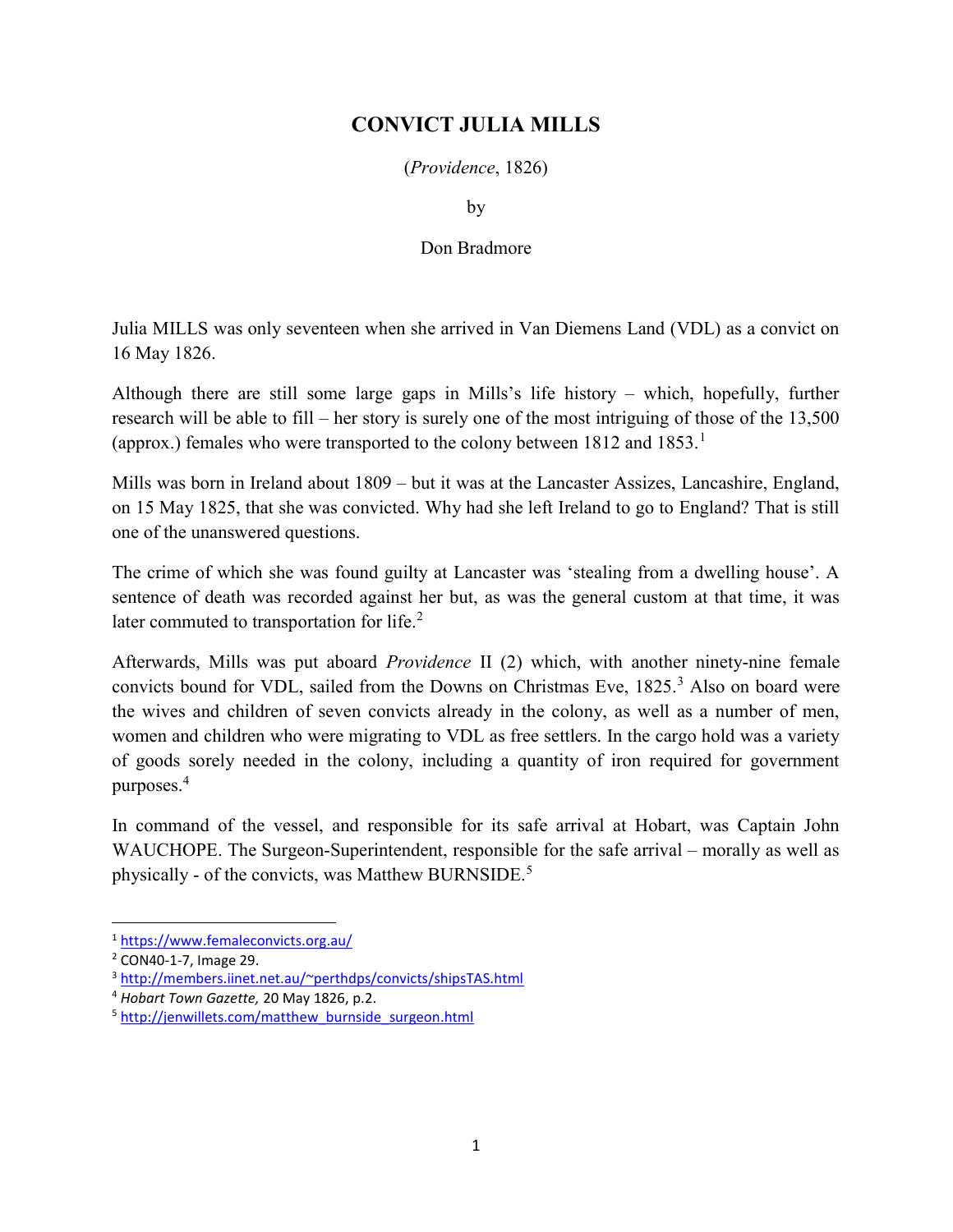# CONVICT JULIA MILLS

(*Providence*, 1826)

by

Don Bradmore

Julia MILLS was only seventeen when she arrived in Van Diemens Land (VDL) as a convict on 16 May 1826.

Although there are still some large gaps in Mills's life history – which, hopefully, further research will be able to fill – her story is surely one of the most intriguing of those of the 13,500 (approx.) females who were transported to the colony between 1812 and 1853.[1]

Mills was born in Ireland about 1809 – but it was at the Lancaster Assizes, Lancashire, England, on 15 May 1825, that she was convicted. Why had she left Ireland to go to England? That is still one of the unanswered questions.

The crime of which she was found guilty at Lancaster was 'stealing from a dwelling house'. A sentence of death was recorded against her but, as was the general custom at that time, it was later commuted to transportation for life.[2]

Afterwards, Mills was put aboard *Providence* II (2) which, with another ninety-nine female convicts bound for VDL, sailed from the Downs on Christmas Eve, 1825.[3] Also on board were the wives and children of seven convicts already in the colony, as well as a number of men, women and children who were migrating to VDL as free settlers. In the cargo hold was a variety of goods sorely needed in the colony, including a quantity of iron required for government purposes.[4]

In command of the vessel, and responsible for its safe arrival at Hobart, was Captain John WAUCHOPE. The Surgeon-Superintendent, responsible for the safe arrival – morally as well as physically - of the convicts, was Matthew BURNSIDE.[5]

---

[1] https://www.femaleconvicts.org.au/

[2] CON40-1-7, Image 29.

[3] http://members.iinet.net.au/~perthdps/convicts/shipsTAS.html

[4] *Hobart Town Gazette,* 20 May 1826, p.2.

[5] http://jenwillets.com/matthew_burnside_surgeon.html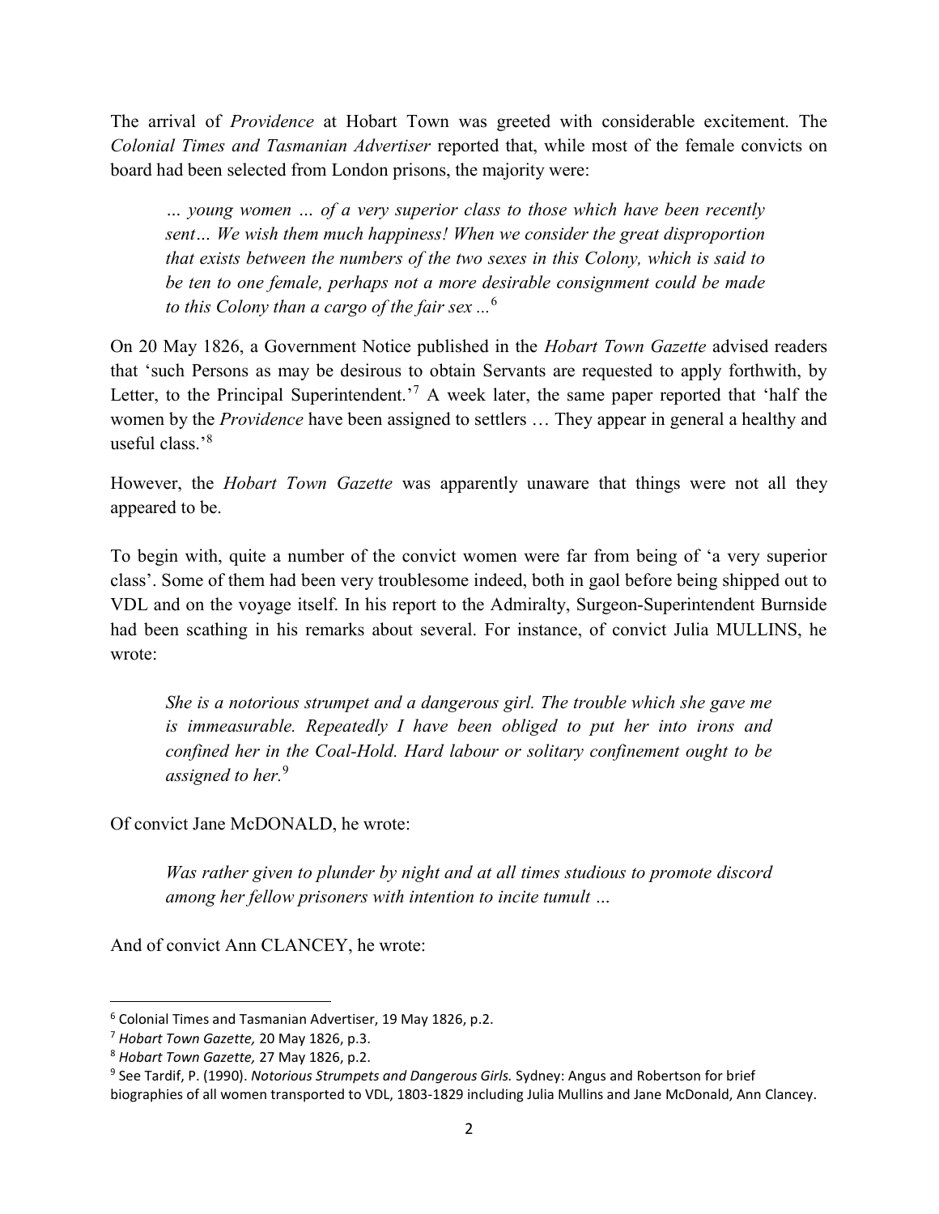The arrival of *Providence* at Hobart Town was greeted with considerable excitement. The *Colonial Times and Tasmanian Advertiser* reported that, while most of the female convicts on board had been selected from London prisons, the majority were:

> *… young women … of a very superior class to those which have been recently sent… We wish them much happiness! When we consider the great disproportion that exists between the numbers of the two sexes in this Colony, which is said to be ten to one female, perhaps not a more desirable consignment could be made to this Colony than a cargo of the fair sex ...*[6]

On 20 May 1826, a Government Notice published in the *Hobart Town Gazette* advised readers that 'such Persons as may be desirous to obtain Servants are requested to apply forthwith, by Letter, to the Principal Superintendent.'[7] A week later, the same paper reported that 'half the women by the *Providence* have been assigned to settlers … They appear in general a healthy and useful class.'[8]

However, the *Hobart Town Gazette* was apparently unaware that things were not all they appeared to be.

To begin with, quite a number of the convict women were far from being of 'a very superior class'. Some of them had been very troublesome indeed, both in gaol before being shipped out to VDL and on the voyage itself. In his report to the Admiralty, Surgeon-Superintendent Burnside had been scathing in his remarks about several. For instance, of convict Julia MULLINS, he wrote:

> *She is a notorious strumpet and a dangerous girl. The trouble which she gave me is immeasurable. Repeatedly I have been obliged to put her into irons and confined her in the Coal-Hold. Hard labour or solitary confinement ought to be assigned to her.*[9]

Of convict Jane McDONALD, he wrote:

> *Was rather given to plunder by night and at all times studious to promote discord among her fellow prisoners with intention to incite tumult …*

And of convict Ann CLANCEY, he wrote:

---

[6] Colonial Times and Tasmanian Advertiser, 19 May 1826, p.2.

[7] *Hobart Town Gazette,* 20 May 1826, p.3.

[8] *Hobart Town Gazette,* 27 May 1826, p.2.

[9] See Tardif, P. (1990). *Notorious Strumpets and Dangerous Girls.* Sydney: Angus and Robertson for brief biographies of all women transported to VDL, 1803-1829 including Julia Mullins and Jane McDonald, Ann Clancey.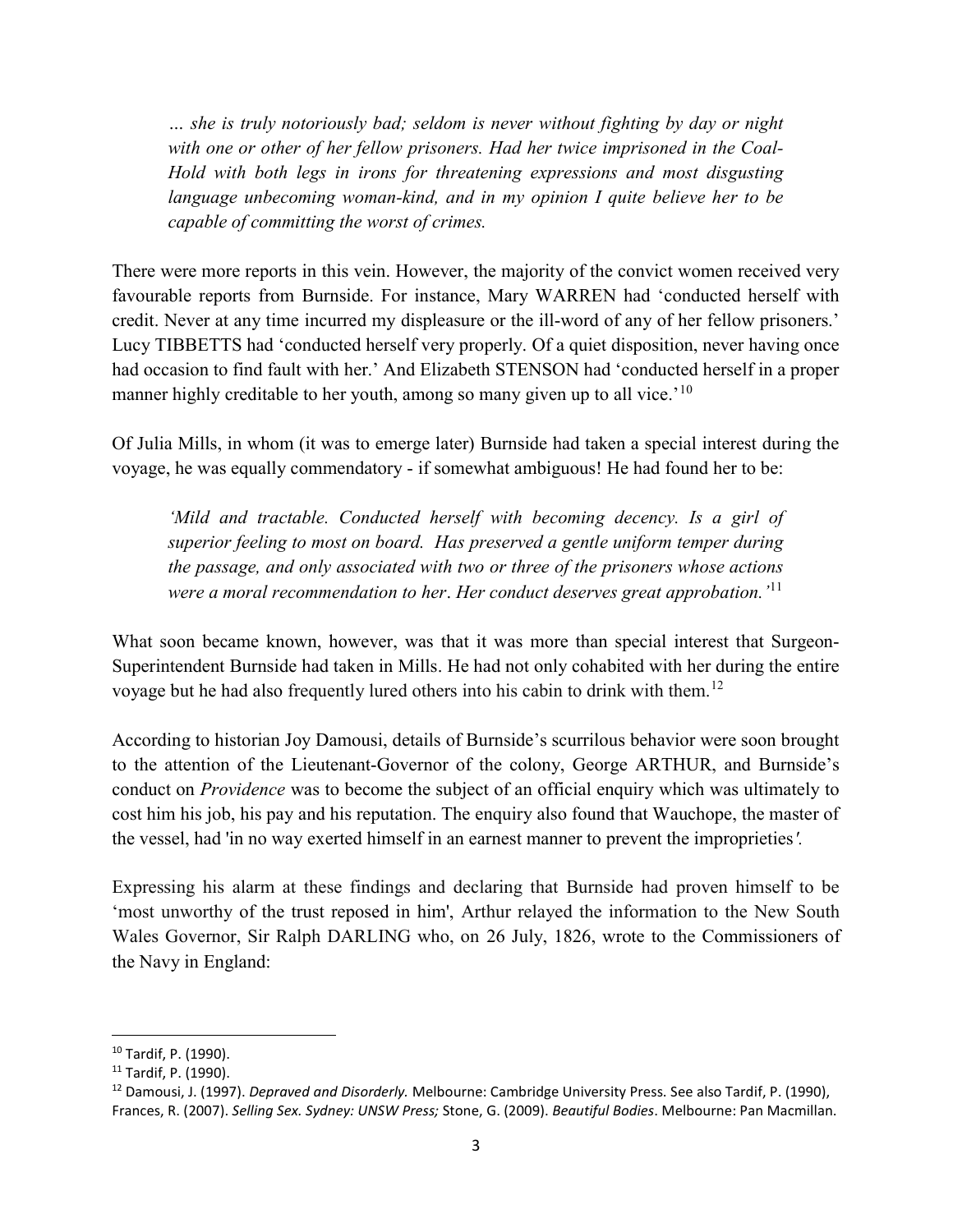> *… she is truly notoriously bad; seldom is never without fighting by day or night with one or other of her fellow prisoners. Had her twice imprisoned in the Coal-Hold with both legs in irons for threatening expressions and most disgusting language unbecoming woman-kind, and in my opinion I quite believe her to be capable of committing the worst of crimes.*

There were more reports in this vein. However, the majority of the convict women received very favourable reports from Burnside. For instance, Mary WARREN had 'conducted herself with credit. Never at any time incurred my displeasure or the ill-word of any of her fellow prisoners.' Lucy TIBBETTS had 'conducted herself very properly. Of a quiet disposition, never having once had occasion to find fault with her.' And Elizabeth STENSON had 'conducted herself in a proper manner highly creditable to her youth, among so many given up to all vice.'[10]

Of Julia Mills, in whom (it was to emerge later) Burnside had taken a special interest during the voyage, he was equally commendatory - if somewhat ambiguous! He had found her to be:

> *'Mild and tractable. Conducted herself with becoming decency. Is a girl of superior feeling to most on board. Has preserved a gentle uniform temper during the passage, and only associated with two or three of the prisoners whose actions were a moral recommendation to her. Her conduct deserves great approbation.'*[11]

What soon became known, however, was that it was more than special interest that Surgeon-Superintendent Burnside had taken in Mills. He had not only cohabited with her during the entire voyage but he had also frequently lured others into his cabin to drink with them.[12]

According to historian Joy Damousi, details of Burnside's scurrilous behavior were soon brought to the attention of the Lieutenant-Governor of the colony, George ARTHUR, and Burnside's conduct on *Providence* was to become the subject of an official enquiry which was ultimately to cost him his job, his pay and his reputation. The enquiry also found that Wauchope, the master of the vessel, had 'in no way exerted himself in an earnest manner to prevent the improprieties'.

Expressing his alarm at these findings and declaring that Burnside had proven himself to be 'most unworthy of the trust reposed in him', Arthur relayed the information to the New South Wales Governor, Sir Ralph DARLING who, on 26 July, 1826, wrote to the Commissioners of the Navy in England:

---

[10] Tardif, P. (1990).

[11] Tardif, P. (1990).

[12] Damousi, J. (1997). *Depraved and Disorderly.* Melbourne: Cambridge University Press. See also Tardif, P. (1990), Frances, R. (2007). *Selling Sex. Sydney: UNSW Press;* Stone, G. (2009). *Beautiful Bodies*. Melbourne: Pan Macmillan.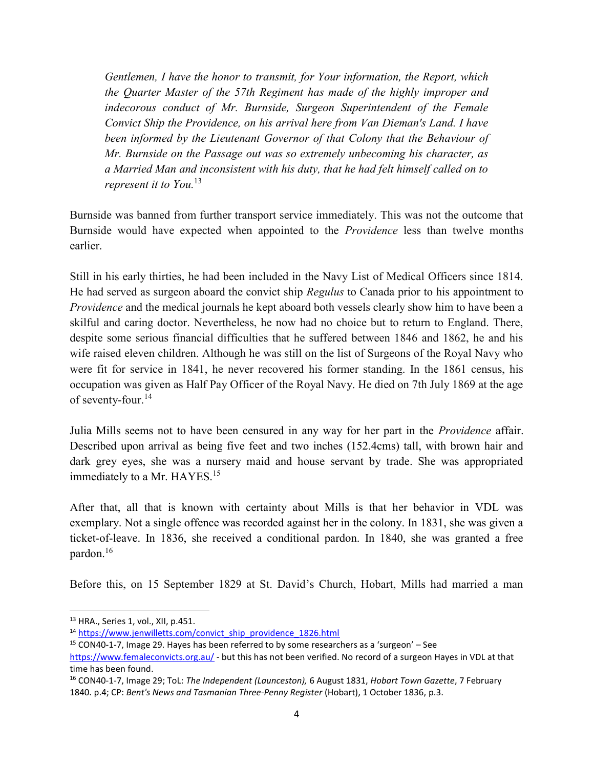> *Gentlemen, I have the honor to transmit, for Your information, the Report, which the Quarter Master of the 57th Regiment has made of the highly improper and indecorous conduct of Mr. Burnside, Surgeon Superintendent of the Female Convict Ship the Providence, on his arrival here from Van Dieman's Land. I have been informed by the Lieutenant Governor of that Colony that the Behaviour of Mr. Burnside on the Passage out was so extremely unbecoming his character, as a Married Man and inconsistent with his duty, that he had felt himself called on to represent it to You.*[13]

Burnside was banned from further transport service immediately. This was not the outcome that Burnside would have expected when appointed to the *Providence* less than twelve months earlier.

Still in his early thirties, he had been included in the Navy List of Medical Officers since 1814. He had served as surgeon aboard the convict ship *Regulus* to Canada prior to his appointment to *Providence* and the medical journals he kept aboard both vessels clearly show him to have been a skilful and caring doctor. Nevertheless, he now had no choice but to return to England. There, despite some serious financial difficulties that he suffered between 1846 and 1862, he and his wife raised eleven children. Although he was still on the list of Surgeons of the Royal Navy who were fit for service in 1841, he never recovered his former standing. In the 1861 census, his occupation was given as Half Pay Officer of the Royal Navy. He died on 7th July 1869 at the age of seventy-four.[14]

Julia Mills seems not to have been censured in any way for her part in the *Providence* affair. Described upon arrival as being five feet and two inches (152.4cms) tall, with brown hair and dark grey eyes, she was a nursery maid and house servant by trade. She was appropriated immediately to a Mr. HAYES.[15]

After that, all that is known with certainty about Mills is that her behavior in VDL was exemplary. Not a single offence was recorded against her in the colony. In 1831, she was given a ticket-of-leave. In 1836, she received a conditional pardon. In 1840, she was granted a free pardon.[16]

Before this, on 15 September 1829 at St. David's Church, Hobart, Mills had married a man

---

[13] HRA., Series 1, vol., XII, p.451.

[14] https://www.jenwilletts.com/convict_ship_providence_1826.html

[15] CON40-1-7, Image 29. Hayes has been referred to by some researchers as a 'surgeon' – See https://www.femaleconvicts.org.au/ - but this has not been verified. No record of a surgeon Hayes in VDL at that time has been found.

[16] CON40-1-7, Image 29; ToL: *The Independent (Launceston),* 6 August 1831, *Hobart Town Gazette*, 7 February 1840. p.4; CP: *Bent's News and Tasmanian Three-Penny Register* (Hobart), 1 October 1836, p.3.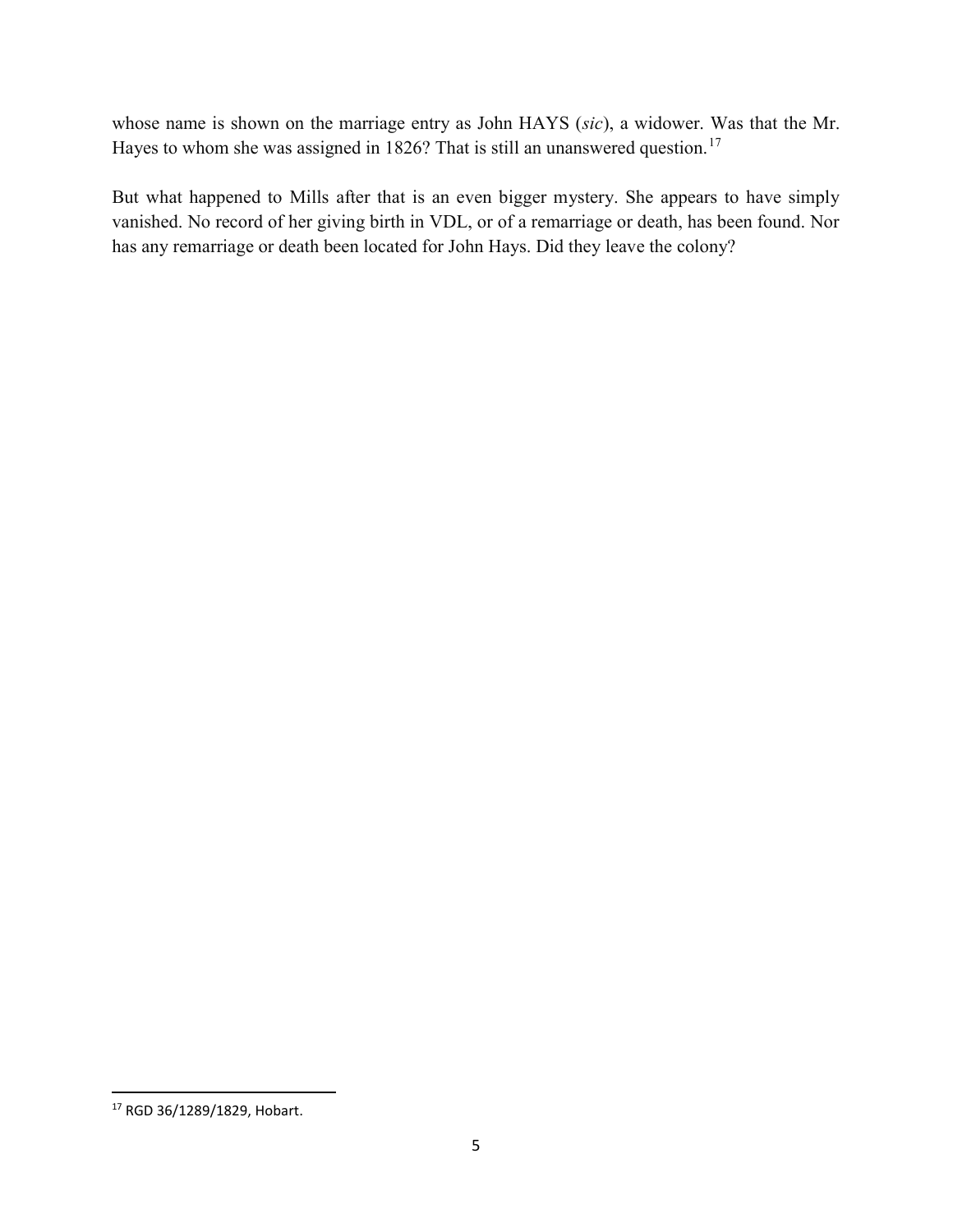whose name is shown on the marriage entry as John HAYS (*sic*), a widower. Was that the Mr. Hayes to whom she was assigned in 1826? That is still an unanswered question.[17]

But what happened to Mills after that is an even bigger mystery. She appears to have simply vanished. No record of her giving birth in VDL, or of a remarriage or death, has been found. Nor has any remarriage or death been located for John Hays. Did they leave the colony?

[17] RGD 36/1289/1829, Hobart.